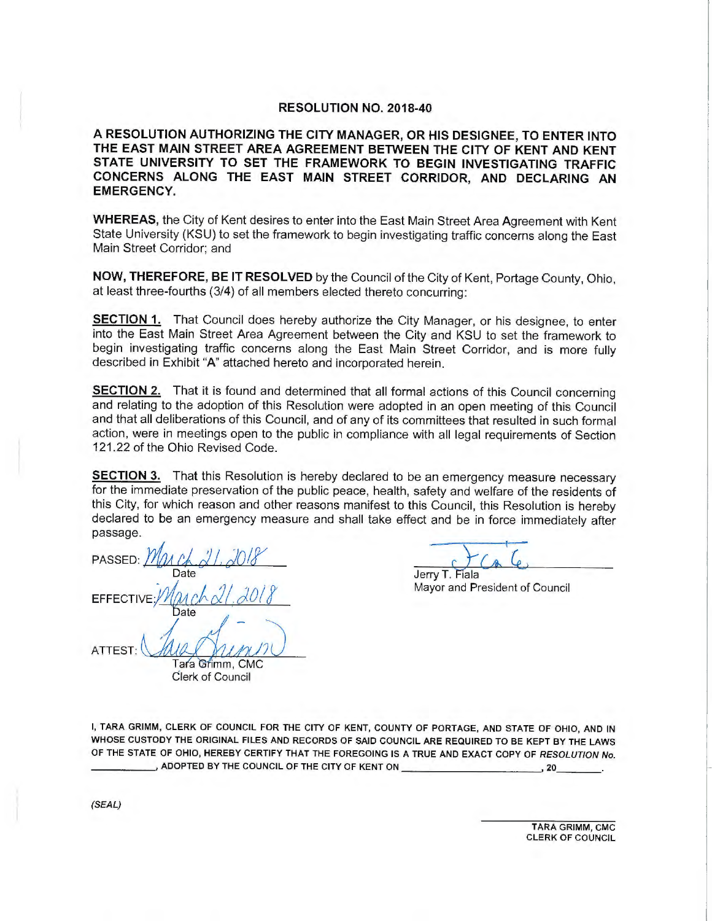# RESOLUTION NO. 2018-40

**A RESOLUTION AUTHORIZING THE CITY MANAGER, OR HIS DESIGNEE, TO ENTER INTO THE EAST MAIN STREET AREA AGREEMENT BETWEEN THE CITY OF KENT AND KENT STATE UNIVERSITY TO SET THE FRAMEWORK TO BEGIN INVESTIGATING TRAFFIC CONCERNS ALONG THE EAST MAIN STREET CORRIDOR, AND DECLARING AN EMERGENCY.**

**WHEREAS,** the City of Kent desires to enter into the East Main Street Area Agreement with Kent State University (KSU) to set the framework to begin investigating traffic concerns along the East Main Street Corridor; and

**NOW, THEREFORE, BE IT RESOLVED** by the Council of the City of Kent, Portage County, Ohio, at least three-fourths (3/4) of all members elected thereto concurring:

**SECTION 1.** That Council does hereby authorize the City Manager, or his designee, to enter into the East Main Street Area Agreement between the City and KSU to set the framework to begin investigating traffic concerns along the East Main Street Corridor, and is more fully described in Exhibit "A" attached hereto and incorporated herein.

**SECTION 2.** That it is found and determined that all formal actions of this Council concerning and relating to the adoption of this Resolution were adopted in an open meeting of this Council and that all deliberations of this Council, and of any of its committees that resulted in such formal action, were in meetings open to the public in compliance with all legal requirements of Section 121.22 of the Ohio Revised Code.

**SECTION 3.** That this Resolution is hereby declared to be an emergency measure necessary for the immediate preservation of the public peace, health, safety and welfare of the residents of this City, for which reason and other reasons manifest to this Council, this Resolution is hereby declared to be an emergency measure and shall take effect and be in force immediately after passage.

PASSED: March 21, 2018
Date

EFFECTIVE: March 21, 2018
Date

ATTEST: [signature]
Tara Grimm, CMC
Clerk of Council

[signature]
Jerry T. Fiala
Mayor and President of Council

I, TARA GRIMM, CLERK OF COUNCIL FOR THE CITY OF KENT, COUNTY OF PORTAGE, AND STATE OF OHIO, AND IN WHOSE CUSTODY THE ORIGINAL FILES AND RECORDS OF SAID COUNCIL ARE REQUIRED TO BE KEPT BY THE LAWS OF THE STATE OF OHIO, HEREBY CERTIFY THAT THE FOREGOING IS A TRUE AND EXACT COPY OF *RESOLUTION No.* \_\_\_\_\_\_\_\_\_\_, ADOPTED BY THE COUNCIL OF THE CITY OF KENT ON \_\_\_\_\_\_\_\_\_\_\_\_\_\_\_\_\_\_\_\_, 20\_\_\_\_\_\_.

*(SEAL)*

TARA GRIMM, CMC
CLERK OF COUNCIL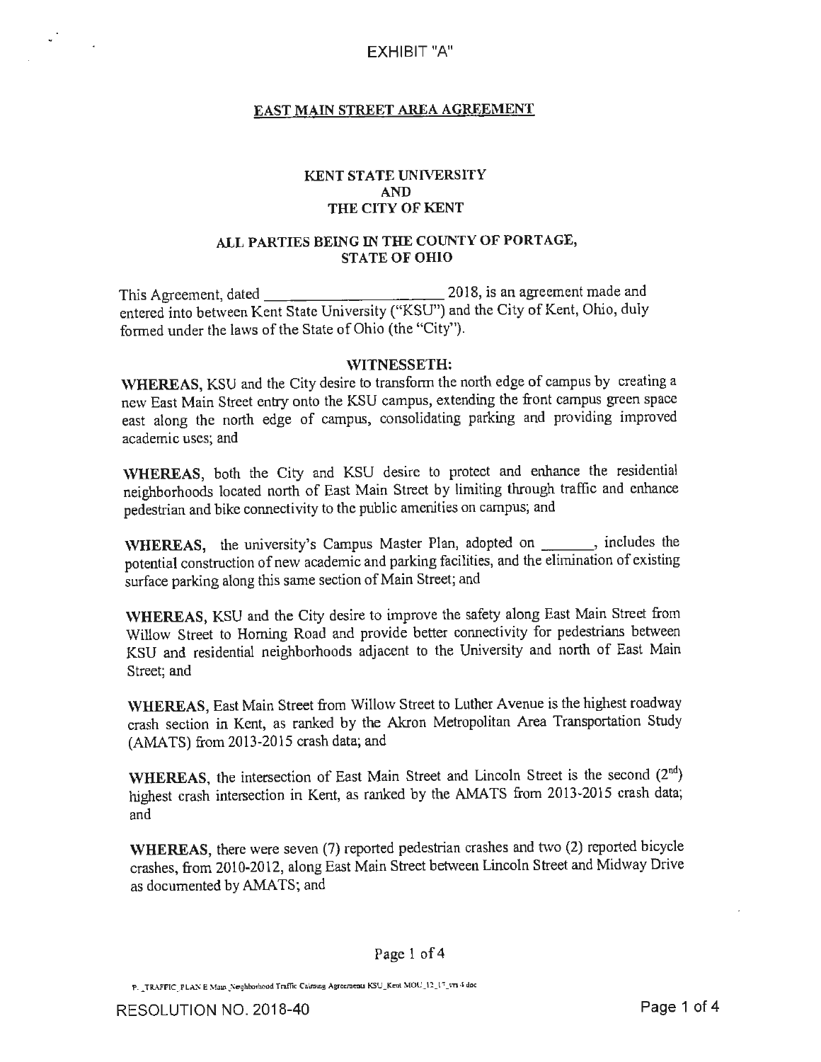EXHIBIT "A"

## EAST MAIN STREET AREA AGREEMENT

### KENT STATE UNIVERSITY
### AND
### THE CITY OF KENT

### ALL PARTIES BEING IN THE COUNTY OF PORTAGE, STATE OF OHIO

This Agreement, dated _____________________ 2018, is an agreement made and entered into between Kent State University ("KSU") and the City of Kent, Ohio, duly formed under the laws of the State of Ohio (the "City").

**WITNESSETH:**

**WHEREAS**, KSU and the City desire to transform the north edge of campus by creating a new East Main Street entry onto the KSU campus, extending the front campus green space east along the north edge of campus, consolidating parking and providing improved academic uses; and

**WHEREAS**, both the City and KSU desire to protect and enhance the residential neighborhoods located north of East Main Street by limiting through traffic and enhance pedestrian and bike connectivity to the public amenities on campus; and

**WHEREAS**, the university's Campus Master Plan, adopted on _______, includes the potential construction of new academic and parking facilities, and the elimination of existing surface parking along this same section of Main Street; and

**WHEREAS**, KSU and the City desire to improve the safety along East Main Street from Willow Street to Horning Road and provide better connectivity for pedestrians between KSU and residential neighborhoods adjacent to the University and north of East Main Street; and

**WHEREAS**, East Main Street from Willow Street to Luther Avenue is the highest roadway crash section in Kent, as ranked by the Akron Metropolitan Area Transportation Study (AMATS) from 2013-2015 crash data; and

**WHEREAS**, the intersection of East Main Street and Lincoln Street is the second (2nd) highest crash intersection in Kent, as ranked by the AMATS from 2013-2015 crash data; and

**WHEREAS**, there were seven (7) reported pedestrian crashes and two (2) reported bicycle crashes, from 2010-2012, along East Main Street between Lincoln Street and Midway Drive as documented by AMATS; and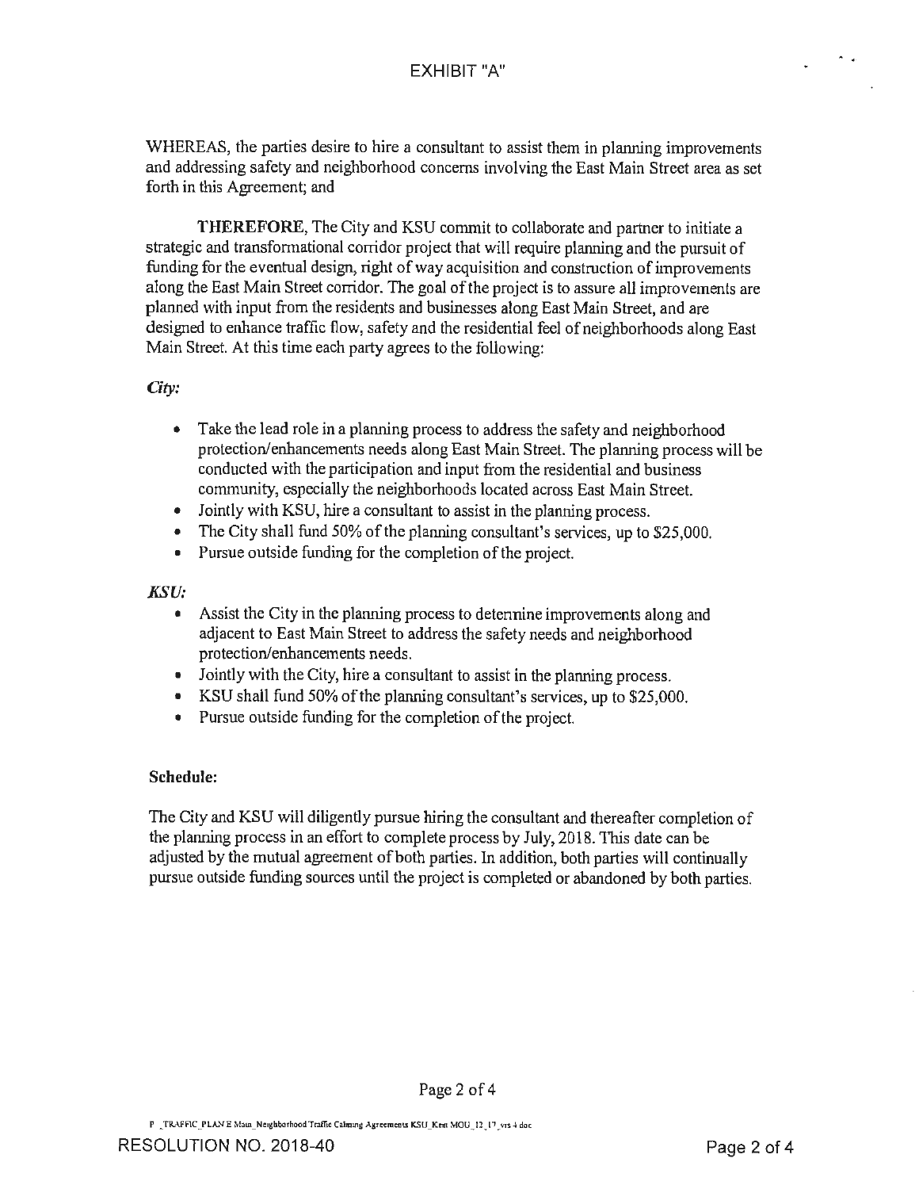# EXHIBIT "A"

WHEREAS, the parties desire to hire a consultant to assist them in planning improvements and addressing safety and neighborhood concerns involving the East Main Street area as set forth in this Agreement; and

**THEREFORE**, The City and KSU commit to collaborate and partner to initiate a strategic and transformational corridor project that will require planning and the pursuit of funding for the eventual design, right of way acquisition and construction of improvements along the East Main Street corridor. The goal of the project is to assure all improvements are planned with input from the residents and businesses along East Main Street, and are designed to enhance traffic flow, safety and the residential feel of neighborhoods along East Main Street. At this time each party agrees to the following:

***City:***

- Take the lead role in a planning process to address the safety and neighborhood protection/enhancements needs along East Main Street. The planning process will be conducted with the participation and input from the residential and business community, especially the neighborhoods located across East Main Street.
- Jointly with KSU, hire a consultant to assist in the planning process.
- The City shall fund 50% of the planning consultant's services, up to $25,000.
- Pursue outside funding for the completion of the project.

***KSU:***

- Assist the City in the planning process to determine improvements along and adjacent to East Main Street to address the safety needs and neighborhood protection/enhancements needs.
- Jointly with the City, hire a consultant to assist in the planning process.
- KSU shall fund 50% of the planning consultant's services, up to $25,000.
- Pursue outside funding for the completion of the project.

**Schedule:**

The City and KSU will diligently pursue hiring the consultant and thereafter completion of the planning process in an effort to complete process by July, 2018. This date can be adjusted by the mutual agreement of both parties. In addition, both parties will continually pursue outside funding sources until the project is completed or abandoned by both parties.

P_TRAFFIC_PLAN E Main_Neighborhood Traffic Calming Agreements KSU_Kent MOU_12_17_vrs 4 doc

RESOLUTION NO. 2018-40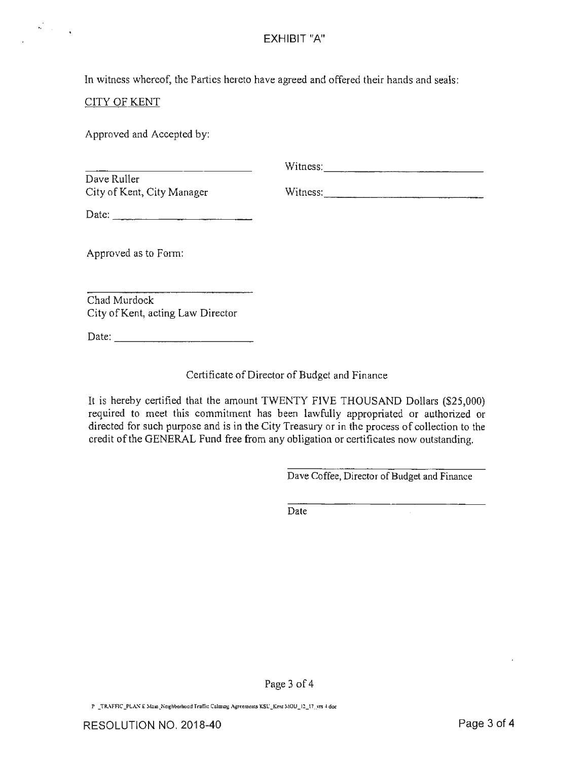EXHIBIT "A"

In witness whereof, the Parties hereto have agreed and offered their hands and seals:

CITY OF KENT

Approved and Accepted by:

______________________________ Witness: ______________________________

Dave Ruller
City of Kent, City Manager Witness: ______________________________

Date: ______________________________

Approved as to Form:

______________________________

Chad Murdock
City of Kent, acting Law Director

Date: ______________________________

Certificate of Director of Budget and Finance

It is hereby certified that the amount TWENTY FIVE THOUSAND Dollars ($25,000) required to meet this commitment has been lawfully appropriated or authorized or directed for such purpose and is in the City Treasury or in the process of collection to the credit of the GENERAL Fund free from any obligation or certificates now outstanding.

______________________________

Dave Coffee, Director of Budget and Finance

______________________________

Date

P _TRAFFIC_PLAN E Main_Neighborhood Traffic Calming Agreements KSU_Kent MOU_12_17_vrs 4 doc

RESOLUTION NO. 2018-40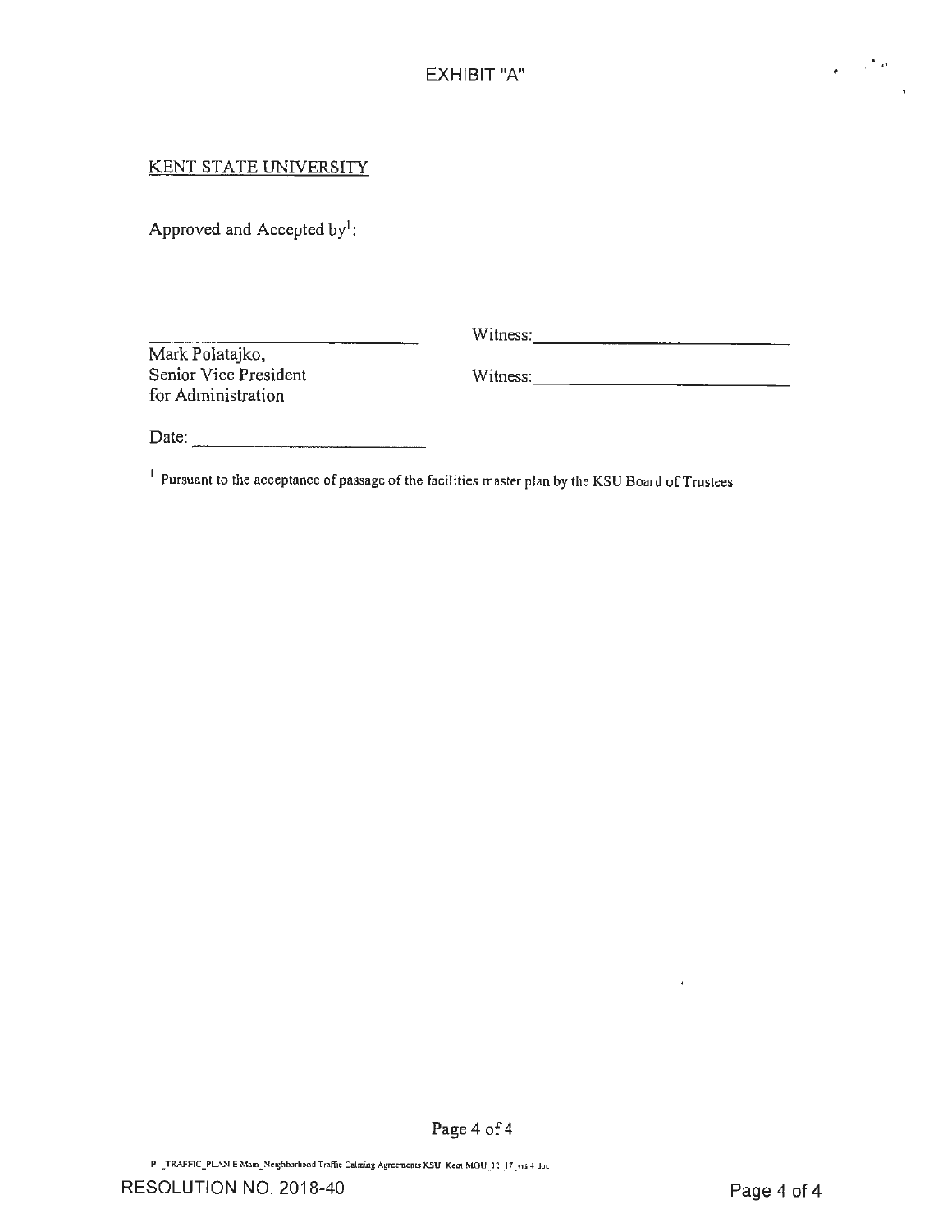EXHIBIT "A"

KENT STATE UNIVERSITY

Approved and Accepted by[1]:

\_\_\_\_\_\_\_\_\_\_\_\_\_\_\_\_\_\_\_\_\_\_\_\_\_\_\_\_ Witness: \_\_\_\_\_\_\_\_\_\_\_\_\_\_\_\_\_\_\_\_\_\_\_\_\_\_\_\_

Mark Polatajko,
Senior Vice President
for Administration

Witness: \_\_\_\_\_\_\_\_\_\_\_\_\_\_\_\_\_\_\_\_\_\_\_\_\_\_\_\_

Date: \_\_\_\_\_\_\_\_\_\_\_\_\_\_\_\_\_\_\_\_\_\_\_\_\_\_\_\_

[1] Pursuant to the acceptance of passage of the facilities master plan by the KSU Board of Trustees

P _TRAFFIC_PLAN E Main_Neighborhood Traffic Calming Agreements KSU_Kent MOU_12_17_vrs 4 doc

RESOLUTION NO. 2018-40